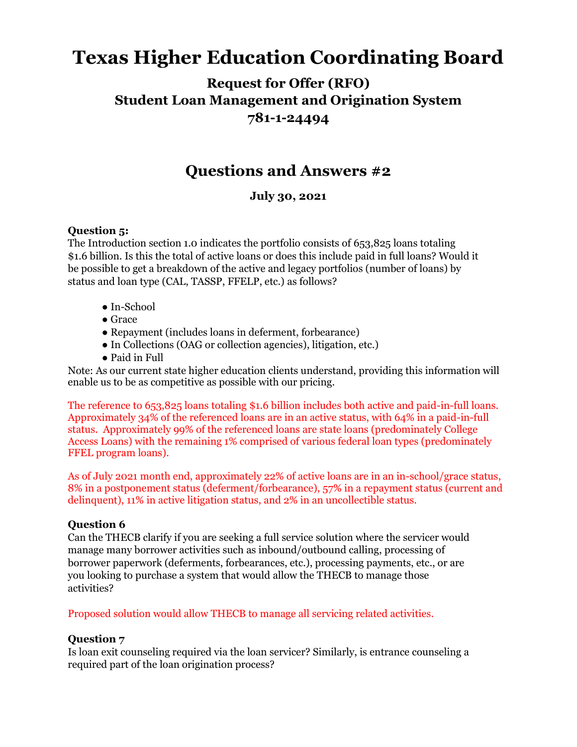# Texas Higher Education Coordinating Board

## Request for Offer (RFO)
## Student Loan Management and Origination System
## 781-1-24494

## Questions and Answers #2

**July 30, 2021**

**Question 5:**
The Introduction section 1.0 indicates the portfolio consists of 653,825 loans totaling $1.6 billion. Is this the total of active loans or does this include paid in full loans? Would it be possible to get a breakdown of the active and legacy portfolios (number of loans) by status and loan type (CAL, TASSP, FFELP, etc.) as follows?

- In-School
- Grace
- Repayment (includes loans in deferment, forbearance)
- In Collections (OAG or collection agencies), litigation, etc.
- Paid in Full

Note: As our current state higher education clients understand, providing this information will enable us to be as competitive as possible with our pricing.

The reference to 653,825 loans totaling $1.6 billion includes both active and paid-in-full loans. Approximately 34% of the referenced loans are in an active status, with 64% in a paid-in-full status. Approximately 99% of the referenced loans are state loans (predominately College Access Loans) with the remaining 1% comprised of various federal loan types (predominately FFEL program loans).

As of July 2021 month end, approximately 22% of active loans are in an in-school/grace status, 8% in a postponement status (deferment/forbearance), 57% in a repayment status (current and delinquent), 11% in active litigation status, and 2% in an uncollectible status.

**Question 6**
Can the THECB clarify if you are seeking a full service solution where the servicer would manage many borrower activities such as inbound/outbound calling, processing of borrower paperwork (deferments, forbearances, etc.), processing payments, etc., or are you looking to purchase a system that would allow the THECB to manage those activities?

Proposed solution would allow THECB to manage all servicing related activities.

**Question 7**
Is loan exit counseling required via the loan servicer? Similarly, is entrance counseling a required part of the loan origination process?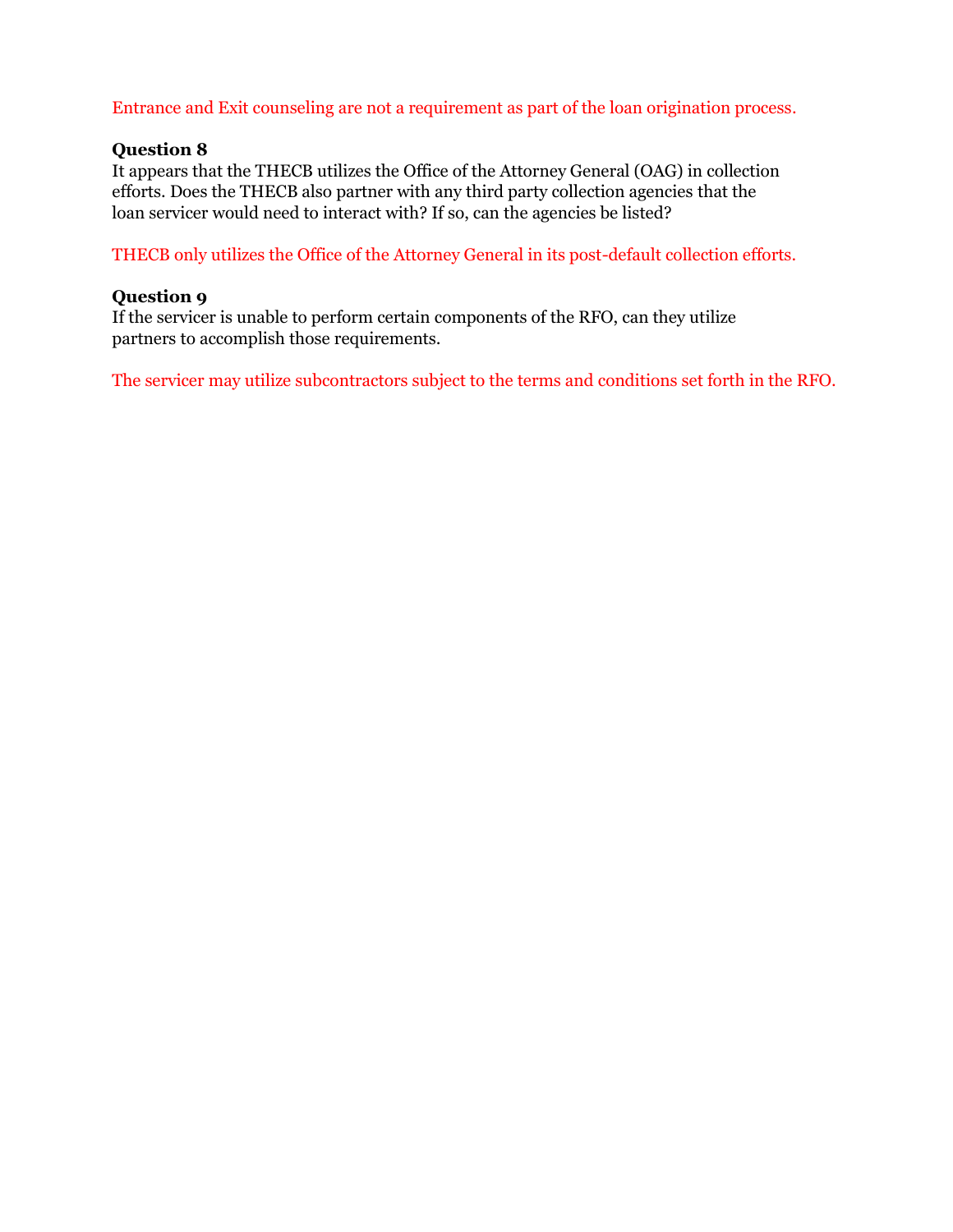Entrance and Exit counseling are not a requirement as part of the loan origination process.

**Question 8**

It appears that the THECB utilizes the Office of the Attorney General (OAG) in collection efforts. Does the THECB also partner with any third party collection agencies that the loan servicer would need to interact with? If so, can the agencies be listed?

THECB only utilizes the Office of the Attorney General in its post-default collection efforts.

**Question 9**

If the servicer is unable to perform certain components of the RFO, can they utilize partners to accomplish those requirements.

The servicer may utilize subcontractors subject to the terms and conditions set forth in the RFO.